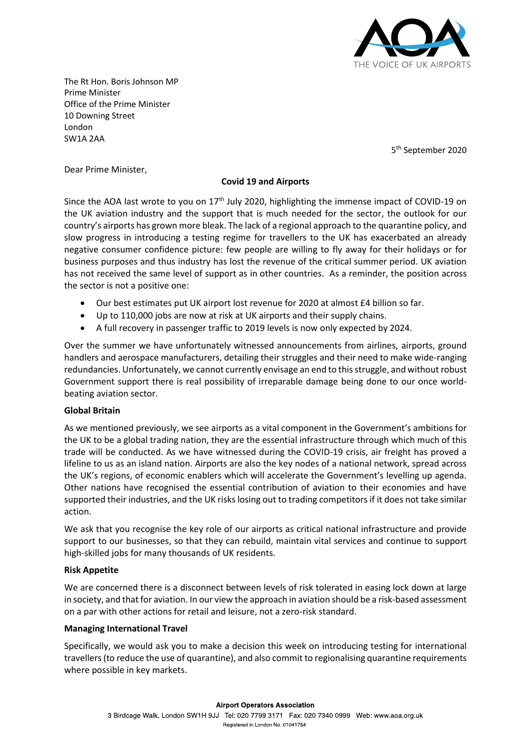The Rt Hon. Boris Johnson MP
Prime Minister
Office of the Prime Minister
10 Downing Street
London
SW1A 2AA

5th September 2020

Dear Prime Minister,

**Covid 19 and Airports**

Since the AOA last wrote to you on 17th July 2020, highlighting the immense impact of COVID-19 on the UK aviation industry and the support that is much needed for the sector, the outlook for our country's airports has grown more bleak. The lack of a regional approach to the quarantine policy, and slow progress in introducing a testing regime for travellers to the UK has exacerbated an already negative consumer confidence picture: few people are willing to fly away for their holidays or for business purposes and thus industry has lost the revenue of the critical summer period. UK aviation has not received the same level of support as in other countries. As a reminder, the position across the sector is not a positive one:

- Our best estimates put UK airport lost revenue for 2020 at almost £4 billion so far.
- Up to 110,000 jobs are now at risk at UK airports and their supply chains.
- A full recovery in passenger traffic to 2019 levels is now only expected by 2024.

Over the summer we have unfortunately witnessed announcements from airlines, airports, ground handlers and aerospace manufacturers, detailing their struggles and their need to make wide-ranging redundancies. Unfortunately, we cannot currently envisage an end to this struggle, and without robust Government support there is real possibility of irreparable damage being done to our once world-beating aviation sector.

**Global Britain**

As we mentioned previously, we see airports as a vital component in the Government's ambitions for the UK to be a global trading nation, they are the essential infrastructure through which much of this trade will be conducted. As we have witnessed during the COVID-19 crisis, air freight has proved a lifeline to us as an island nation. Airports are also the key nodes of a national network, spread across the UK's regions, of economic enablers which will accelerate the Government's levelling up agenda. Other nations have recognised the essential contribution of aviation to their economies and have supported their industries, and the UK risks losing out to trading competitors if it does not take similar action.

We ask that you recognise the key role of our airports as critical national infrastructure and provide support to our businesses, so that they can rebuild, maintain vital services and continue to support high-skilled jobs for many thousands of UK residents.

**Risk Appetite**

We are concerned there is a disconnect between levels of risk tolerated in easing lock down at large in society, and that for aviation. In our view the approach in aviation should be a risk-based assessment on a par with other actions for retail and leisure, not a zero-risk standard.

**Managing International Travel**

Specifically, we would ask you to make a decision this week on introducing testing for international travellers (to reduce the use of quarantine), and also commit to regionalising quarantine requirements where possible in key markets.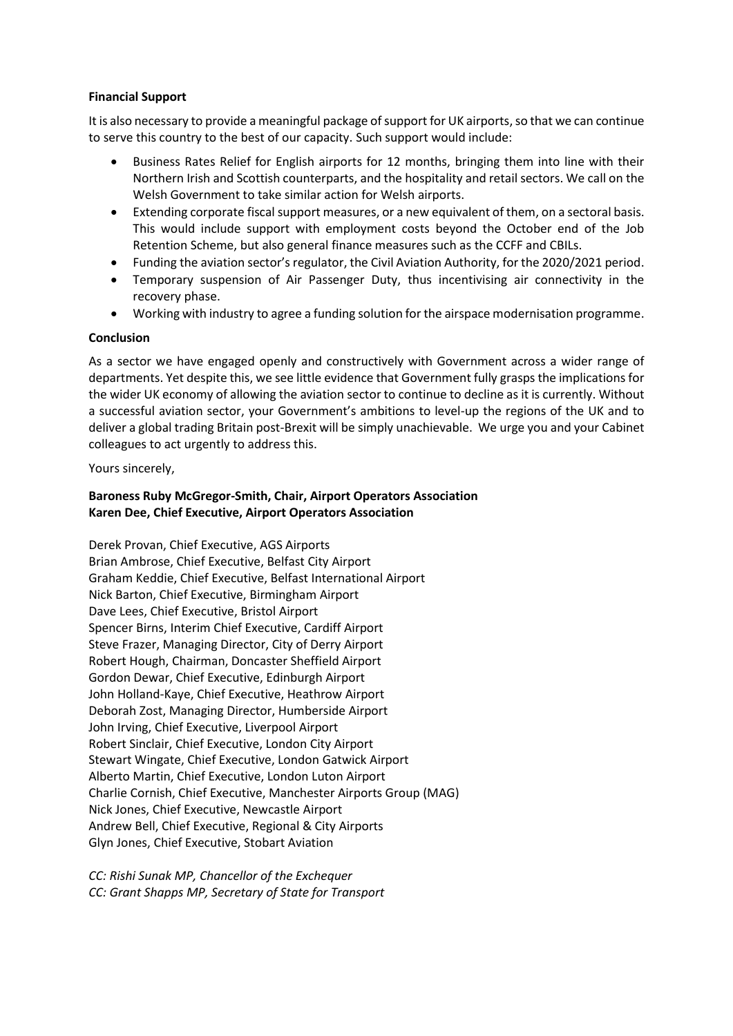**Financial Support**

It is also necessary to provide a meaningful package of support for UK airports, so that we can continue to serve this country to the best of our capacity. Such support would include:

- Business Rates Relief for English airports for 12 months, bringing them into line with their Northern Irish and Scottish counterparts, and the hospitality and retail sectors. We call on the Welsh Government to take similar action for Welsh airports.
- Extending corporate fiscal support measures, or a new equivalent of them, on a sectoral basis. This would include support with employment costs beyond the October end of the Job Retention Scheme, but also general finance measures such as the CCFF and CBILs.
- Funding the aviation sector's regulator, the Civil Aviation Authority, for the 2020/2021 period.
- Temporary suspension of Air Passenger Duty, thus incentivising air connectivity in the recovery phase.
- Working with industry to agree a funding solution for the airspace modernisation programme.

**Conclusion**

As a sector we have engaged openly and constructively with Government across a wider range of departments. Yet despite this, we see little evidence that Government fully grasps the implications for the wider UK economy of allowing the aviation sector to continue to decline as it is currently. Without a successful aviation sector, your Government's ambitions to level-up the regions of the UK and to deliver a global trading Britain post-Brexit will be simply unachievable. We urge you and your Cabinet colleagues to act urgently to address this.

Yours sincerely,

**Baroness Ruby McGregor-Smith, Chair, Airport Operators Association**
**Karen Dee, Chief Executive, Airport Operators Association**

Derek Provan, Chief Executive, AGS Airports
Brian Ambrose, Chief Executive, Belfast City Airport
Graham Keddie, Chief Executive, Belfast International Airport
Nick Barton, Chief Executive, Birmingham Airport
Dave Lees, Chief Executive, Bristol Airport
Spencer Birns, Interim Chief Executive, Cardiff Airport
Steve Frazer, Managing Director, City of Derry Airport
Robert Hough, Chairman, Doncaster Sheffield Airport
Gordon Dewar, Chief Executive, Edinburgh Airport
John Holland-Kaye, Chief Executive, Heathrow Airport
Deborah Zost, Managing Director, Humberside Airport
John Irving, Chief Executive, Liverpool Airport
Robert Sinclair, Chief Executive, London City Airport
Stewart Wingate, Chief Executive, London Gatwick Airport
Alberto Martin, Chief Executive, London Luton Airport
Charlie Cornish, Chief Executive, Manchester Airports Group (MAG)
Nick Jones, Chief Executive, Newcastle Airport
Andrew Bell, Chief Executive, Regional & City Airports
Glyn Jones, Chief Executive, Stobart Aviation

*CC: Rishi Sunak MP, Chancellor of the Exchequer*
*CC: Grant Shapps MP, Secretary of State for Transport*